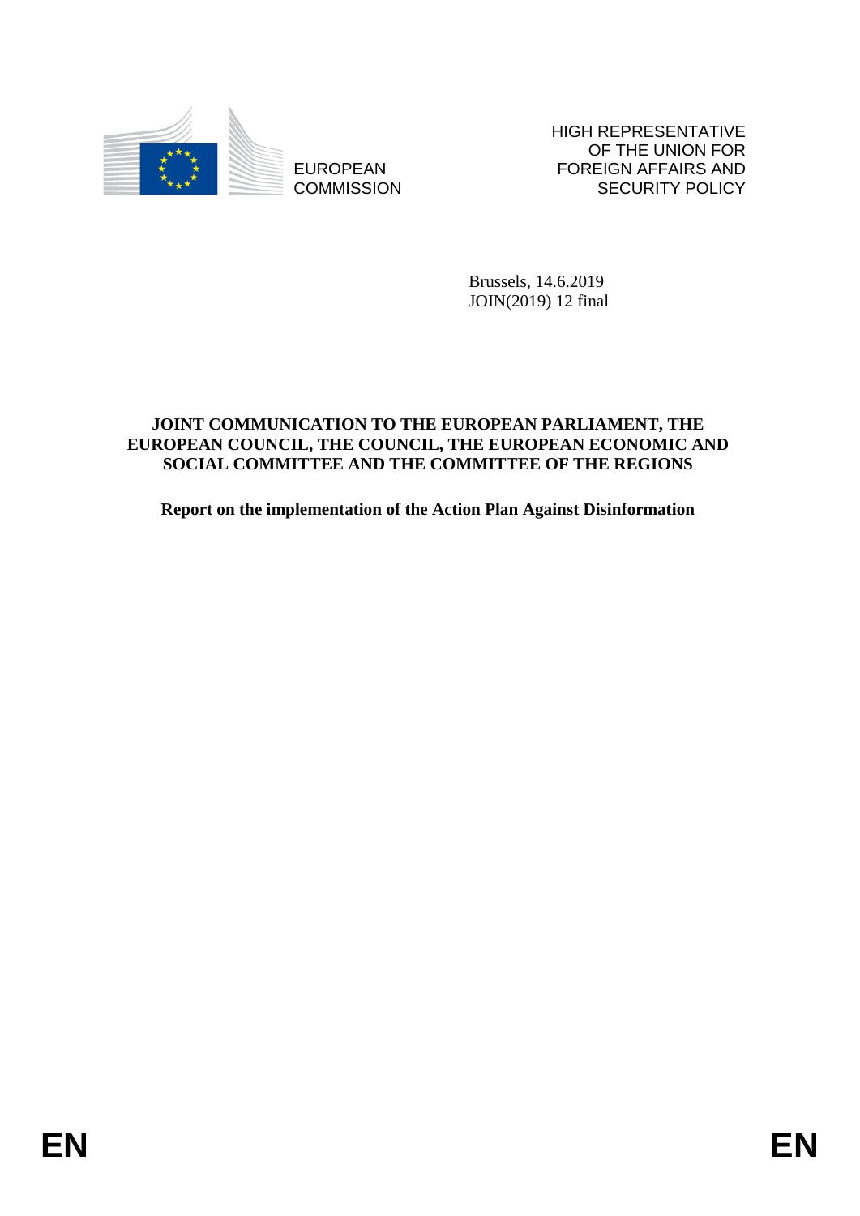EUROPEAN COMMISSION

HIGH REPRESENTATIVE OF THE UNION FOR FOREIGN AFFAIRS AND SECURITY POLICY

Brussels, 14.6.2019
JOIN(2019) 12 final

**JOINT COMMUNICATION TO THE EUROPEAN PARLIAMENT, THE EUROPEAN COUNCIL, THE COUNCIL, THE EUROPEAN ECONOMIC AND SOCIAL COMMITTEE AND THE COMMITTEE OF THE REGIONS**

**Report on the implementation of the Action Plan Against Disinformation**

EN EN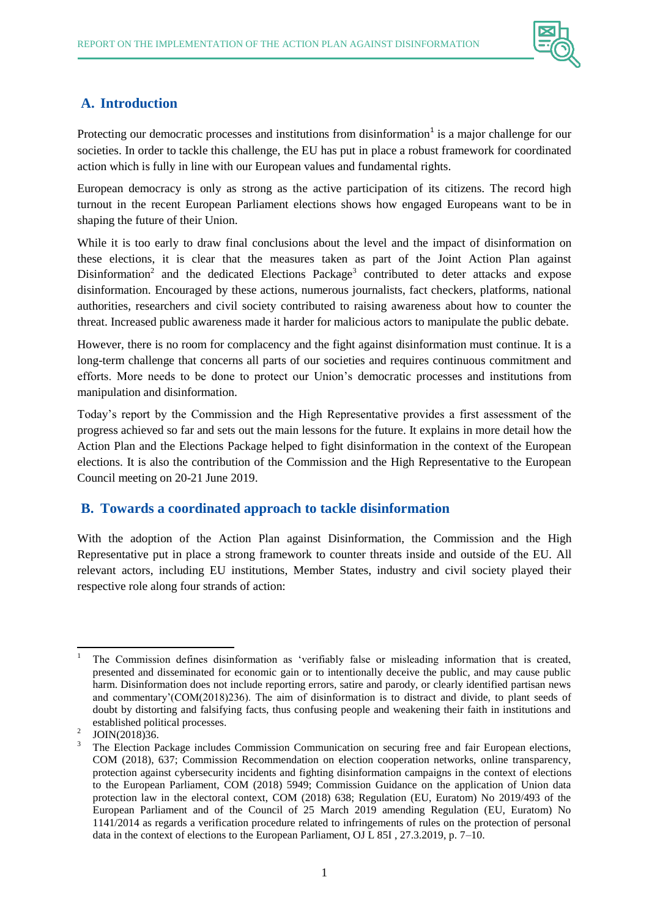## A. Introduction

Protecting our democratic processes and institutions from disinformation[1] is a major challenge for our societies. In order to tackle this challenge, the EU has put in place a robust framework for coordinated action which is fully in line with our European values and fundamental rights.

European democracy is only as strong as the active participation of its citizens. The record high turnout in the recent European Parliament elections shows how engaged Europeans want to be in shaping the future of their Union.

While it is too early to draw final conclusions about the level and the impact of disinformation on these elections, it is clear that the measures taken as part of the Joint Action Plan against Disinformation[2] and the dedicated Elections Package[3] contributed to deter attacks and expose disinformation. Encouraged by these actions, numerous journalists, fact checkers, platforms, national authorities, researchers and civil society contributed to raising awareness about how to counter the threat. Increased public awareness made it harder for malicious actors to manipulate the public debate.

However, there is no room for complacency and the fight against disinformation must continue. It is a long-term challenge that concerns all parts of our societies and requires continuous commitment and efforts. More needs to be done to protect our Union's democratic processes and institutions from manipulation and disinformation.

Today's report by the Commission and the High Representative provides a first assessment of the progress achieved so far and sets out the main lessons for the future. It explains in more detail how the Action Plan and the Elections Package helped to fight disinformation in the context of the European elections. It is also the contribution of the Commission and the High Representative to the European Council meeting on 20-21 June 2019.

## B. Towards a coordinated approach to tackle disinformation

With the adoption of the Action Plan against Disinformation, the Commission and the High Representative put in place a strong framework to counter threats inside and outside of the EU. All relevant actors, including EU institutions, Member States, industry and civil society played their respective role along four strands of action:

---

[1] The Commission defines disinformation as 'verifiably false or misleading information that is created, presented and disseminated for economic gain or to intentionally deceive the public, and may cause public harm. Disinformation does not include reporting errors, satire and parody, or clearly identified partisan news and commentary'(COM(2018)236). The aim of disinformation is to distract and divide, to plant seeds of doubt by distorting and falsifying facts, thus confusing people and weakening their faith in institutions and established political processes.

[2] JOIN(2018)36.

[3] The Election Package includes Commission Communication on securing free and fair European elections, COM (2018), 637; Commission Recommendation on election cooperation networks, online transparency, protection against cybersecurity incidents and fighting disinformation campaigns in the context of elections to the European Parliament, COM (2018) 5949; Commission Guidance on the application of Union data protection law in the electoral context, COM (2018) 638; Regulation (EU, Euratom) No 2019/493 of the European Parliament and of the Council of 25 March 2019 amending Regulation (EU, Euratom) No 1141/2014 as regards a verification procedure related to infringements of rules on the protection of personal data in the context of elections to the European Parliament, OJ L 85I , 27.3.2019, p. 7–10.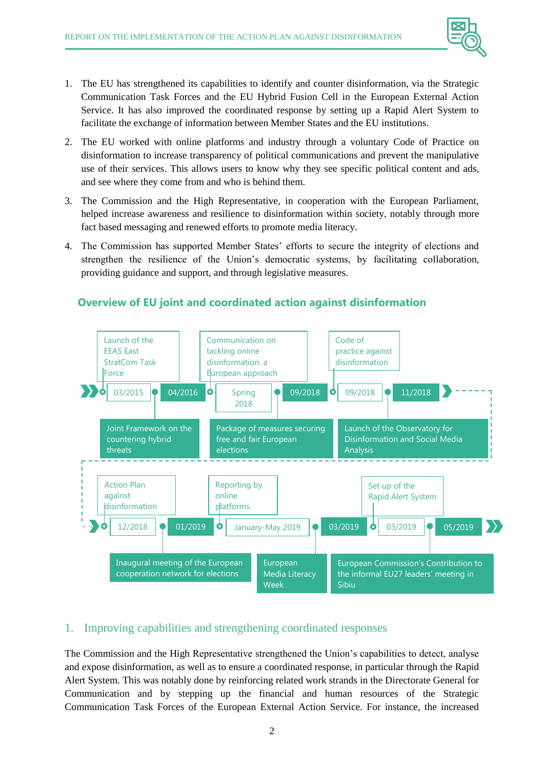1. The EU has strengthened its capabilities to identify and counter disinformation, via the Strategic Communication Task Forces and the EU Hybrid Fusion Cell in the European External Action Service. It has also improved the coordinated response by setting up a Rapid Alert System to facilitate the exchange of information between Member States and the EU institutions.
2. The EU worked with online platforms and industry through a voluntary Code of Practice on disinformation to increase transparency of political communications and prevent the manipulative use of their services. This allows users to know why they see specific political content and ads, and see where they come from and who is behind them.
3. The Commission and the High Representative, in cooperation with the European Parliament, helped increase awareness and resilience to disinformation within society, notably through more fact based messaging and renewed efforts to promote media literacy.
4. The Commission has supported Member States' efforts to secure the integrity of elections and strengthen the resilience of the Union's democratic systems, by facilitating collaboration, providing guidance and support, and through legislative measures.

### Overview of EU joint and coordinated action against disinformation

- 03/2015 – Launch of the EEAS East StratCom Task Force
- 04/2016 – Joint Framework on the countering hybrid threats
- Spring 2018 – Communication on tackling online disinformation: a European approach
- 09/2018 – Package of measures securing free and fair European elections
- 09/2018 – Code of practice against disinformation
- 11/2018 – Launch of the Observatory for Disinformation and Social Media Analysis
- 12/2018 – Action Plan against disinformation
- 01/2019 – Inaugural meeting of the European cooperation network for elections
- January-May 2019 – Reporting by online platforms
- 03/2019 – European Media Literacy Week
- 03/2019 – Set up of the Rapid Alert System
- 05/2019 – European Commission's Contribution to the informal EU27 leaders' meeting in Sibiu

## 1. Improving capabilities and strengthening coordinated responses

The Commission and the High Representative strengthened the Union's capabilities to detect, analyse and expose disinformation, as well as to ensure a coordinated response, in particular through the Rapid Alert System. This was notably done by reinforcing related work strands in the Directorate General for Communication and by stepping up the financial and human resources of the Strategic Communication Task Forces of the European External Action Service. For instance, the increased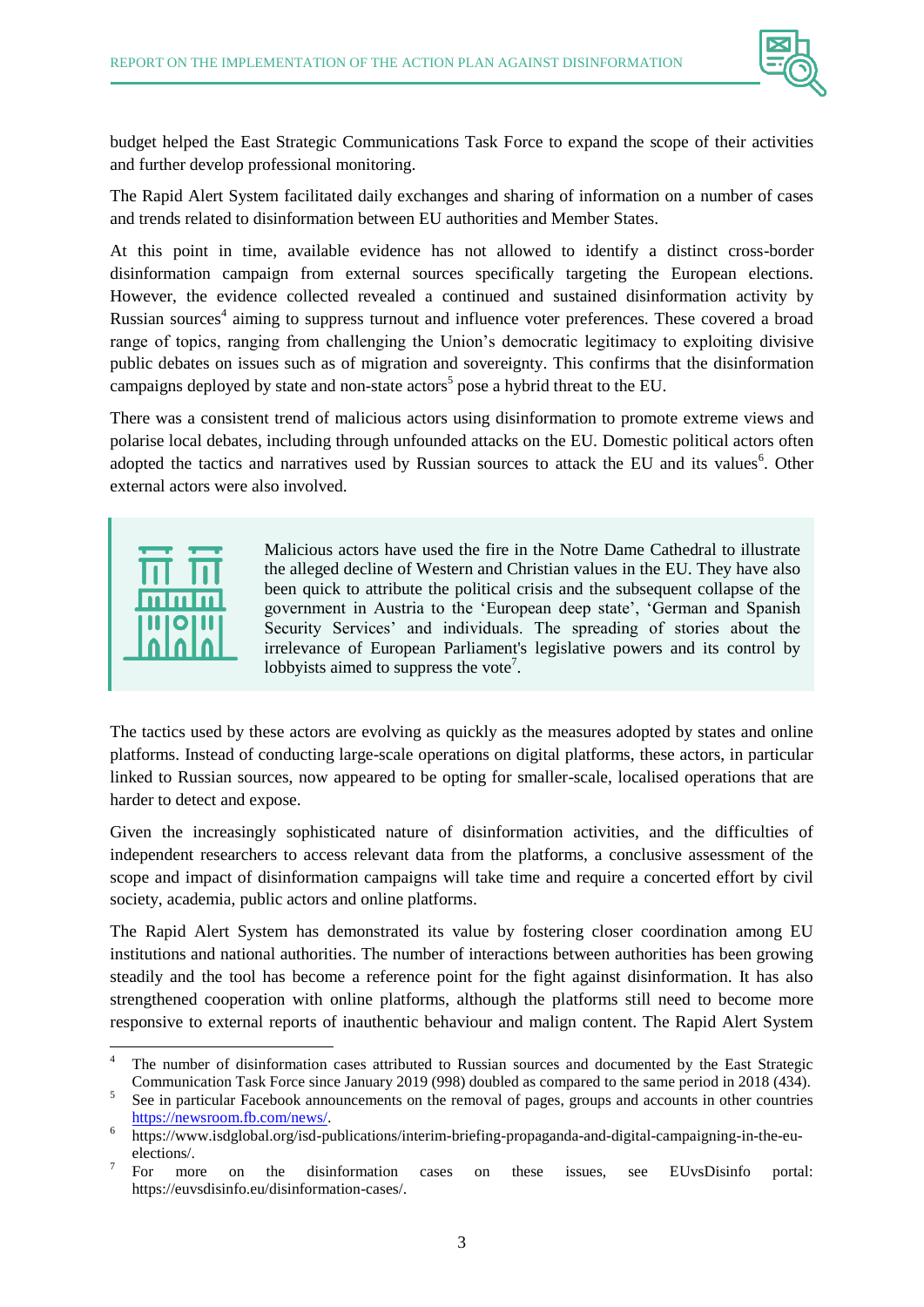budget helped the East Strategic Communications Task Force to expand the scope of their activities and further develop professional monitoring.

The Rapid Alert System facilitated daily exchanges and sharing of information on a number of cases and trends related to disinformation between EU authorities and Member States.

At this point in time, available evidence has not allowed to identify a distinct cross-border disinformation campaign from external sources specifically targeting the European elections. However, the evidence collected revealed a continued and sustained disinformation activity by Russian sources[4] aiming to suppress turnout and influence voter preferences. These covered a broad range of topics, ranging from challenging the Union's democratic legitimacy to exploiting divisive public debates on issues such as of migration and sovereignty. This confirms that the disinformation campaigns deployed by state and non-state actors[5] pose a hybrid threat to the EU.

There was a consistent trend of malicious actors using disinformation to promote extreme views and polarise local debates, including through unfounded attacks on the EU. Domestic political actors often adopted the tactics and narratives used by Russian sources to attack the EU and its values[6]. Other external actors were also involved.

> Malicious actors have used the fire in the Notre Dame Cathedral to illustrate the alleged decline of Western and Christian values in the EU. They have also been quick to attribute the political crisis and the subsequent collapse of the government in Austria to the 'European deep state', 'German and Spanish Security Services' and individuals. The spreading of stories about the irrelevance of European Parliament's legislative powers and its control by lobbyists aimed to suppress the vote[7].

The tactics used by these actors are evolving as quickly as the measures adopted by states and online platforms. Instead of conducting large-scale operations on digital platforms, these actors, in particular linked to Russian sources, now appeared to be opting for smaller-scale, localised operations that are harder to detect and expose.

Given the increasingly sophisticated nature of disinformation activities, and the difficulties of independent researchers to access relevant data from the platforms, a conclusive assessment of the scope and impact of disinformation campaigns will take time and require a concerted effort by civil society, academia, public actors and online platforms.

The Rapid Alert System has demonstrated its value by fostering closer coordination among EU institutions and national authorities. The number of interactions between authorities has been growing steadily and the tool has become a reference point for the fight against disinformation. It has also strengthened cooperation with online platforms, although the platforms still need to become more responsive to external reports of inauthentic behaviour and malign content. The Rapid Alert System

---

[4] The number of disinformation cases attributed to Russian sources and documented by the East Strategic Communication Task Force since January 2019 (998) doubled as compared to the same period in 2018 (434).

[5] See in particular Facebook announcements on the removal of pages, groups and accounts in other countries https://newsroom.fb.com/news/.

[6] https://www.isdglobal.org/isd-publications/interim-briefing-propaganda-and-digital-campaigning-in-the-eu-elections/.

[7] For more on the disinformation cases on these issues, see EUvsDisinfo portal: https://euvsdisinfo.eu/disinformation-cases/.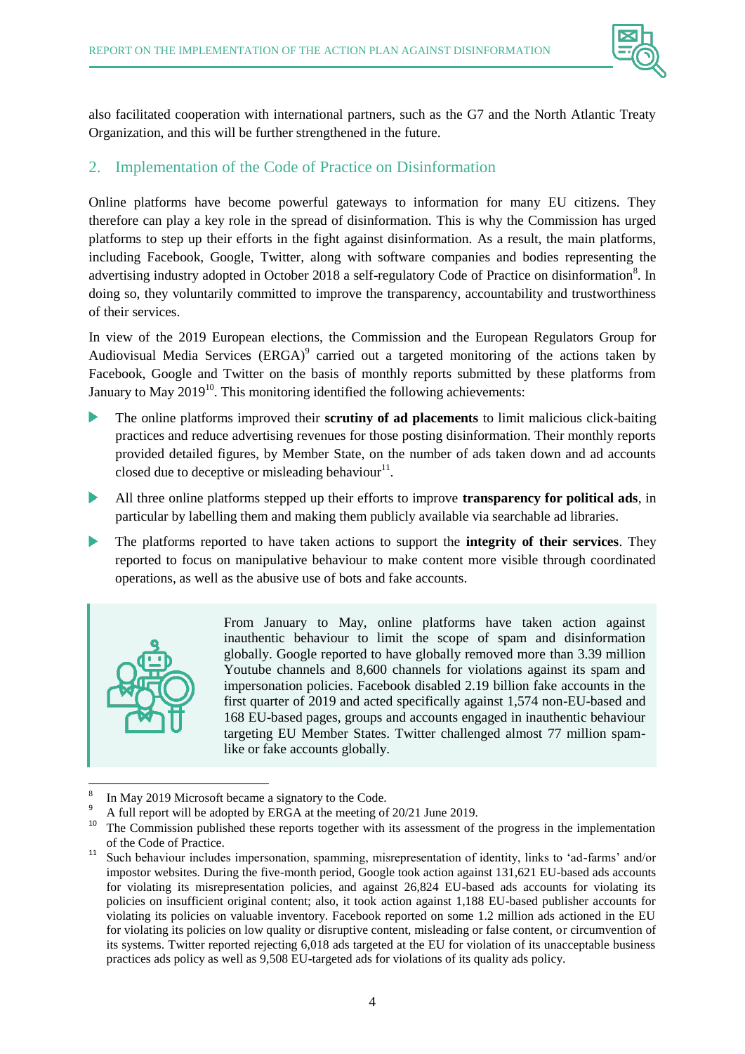also facilitated cooperation with international partners, such as the G7 and the North Atlantic Treaty Organization, and this will be further strengthened in the future.

## 2. Implementation of the Code of Practice on Disinformation

Online platforms have become powerful gateways to information for many EU citizens. They therefore can play a key role in the spread of disinformation. This is why the Commission has urged platforms to step up their efforts in the fight against disinformation. As a result, the main platforms, including Facebook, Google, Twitter, along with software companies and bodies representing the advertising industry adopted in October 2018 a self-regulatory Code of Practice on disinformation[8]. In doing so, they voluntarily committed to improve the transparency, accountability and trustworthiness of their services.

In view of the 2019 European elections, the Commission and the European Regulators Group for Audiovisual Media Services (ERGA)[9] carried out a targeted monitoring of the actions taken by Facebook, Google and Twitter on the basis of monthly reports submitted by these platforms from January to May 2019[10]. This monitoring identified the following achievements:

- The online platforms improved their **scrutiny of ad placements** to limit malicious click-baiting practices and reduce advertising revenues for those posting disinformation. Their monthly reports provided detailed figures, by Member State, on the number of ads taken down and ad accounts closed due to deceptive or misleading behaviour[11].
- All three online platforms stepped up their efforts to improve **transparency for political ads**, in particular by labelling them and making them publicly available via searchable ad libraries.
- The platforms reported to have taken actions to support the **integrity of their services**. They reported to focus on manipulative behaviour to make content more visible through coordinated operations, as well as the abusive use of bots and fake accounts.

> From January to May, online platforms have taken action against inauthentic behaviour to limit the scope of spam and disinformation globally. Google reported to have globally removed more than 3.39 million Youtube channels and 8,600 channels for violations against its spam and impersonation policies. Facebook disabled 2.19 billion fake accounts in the first quarter of 2019 and acted specifically against 1,574 non-EU-based and 168 EU-based pages, groups and accounts engaged in inauthentic behaviour targeting EU Member States. Twitter challenged almost 77 million spam-like or fake accounts globally.

---

[8] In May 2019 Microsoft became a signatory to the Code.

[9] A full report will be adopted by ERGA at the meeting of 20/21 June 2019.

[10] The Commission published these reports together with its assessment of the progress in the implementation of the Code of Practice.

[11] Such behaviour includes impersonation, spamming, misrepresentation of identity, links to 'ad-farms' and/or impostor websites. During the five-month period, Google took action against 131,621 EU-based ads accounts for violating its misrepresentation policies, and against 26,824 EU-based ads accounts for violating its policies on insufficient original content; also, it took action against 1,188 EU-based publisher accounts for violating its policies on valuable inventory. Facebook reported on some 1.2 million ads actioned in the EU for violating its policies on low quality or disruptive content, misleading or false content, or circumvention of its systems. Twitter reported rejecting 6,018 ads targeted at the EU for violation of its unacceptable business practices ads policy as well as 9,508 EU-targeted ads for violations of its quality ads policy.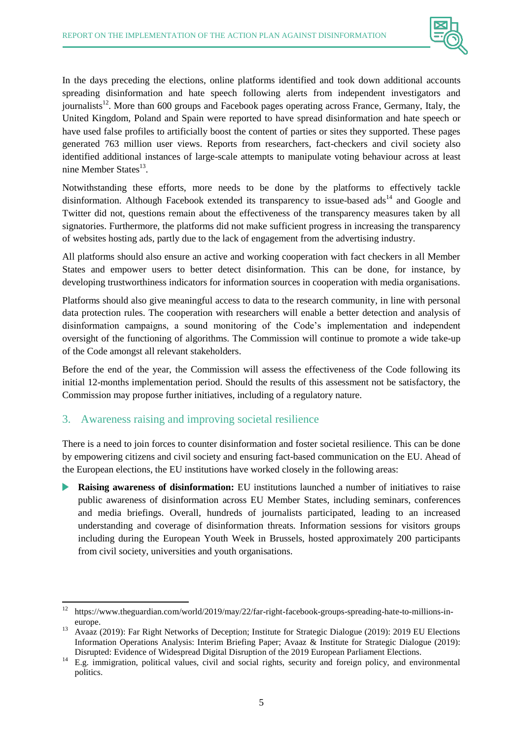In the days preceding the elections, online platforms identified and took down additional accounts spreading disinformation and hate speech following alerts from independent investigators and journalists[12]. More than 600 groups and Facebook pages operating across France, Germany, Italy, the United Kingdom, Poland and Spain were reported to have spread disinformation and hate speech or have used false profiles to artificially boost the content of parties or sites they supported. These pages generated 763 million user views. Reports from researchers, fact-checkers and civil society also identified additional instances of large-scale attempts to manipulate voting behaviour across at least nine Member States[13].

Notwithstanding these efforts, more needs to be done by the platforms to effectively tackle disinformation. Although Facebook extended its transparency to issue-based ads[14] and Google and Twitter did not, questions remain about the effectiveness of the transparency measures taken by all signatories. Furthermore, the platforms did not make sufficient progress in increasing the transparency of websites hosting ads, partly due to the lack of engagement from the advertising industry.

All platforms should also ensure an active and working cooperation with fact checkers in all Member States and empower users to better detect disinformation. This can be done, for instance, by developing trustworthiness indicators for information sources in cooperation with media organisations.

Platforms should also give meaningful access to data to the research community, in line with personal data protection rules. The cooperation with researchers will enable a better detection and analysis of disinformation campaigns, a sound monitoring of the Code's implementation and independent oversight of the functioning of algorithms. The Commission will continue to promote a wide take-up of the Code amongst all relevant stakeholders.

Before the end of the year, the Commission will assess the effectiveness of the Code following its initial 12-months implementation period. Should the results of this assessment not be satisfactory, the Commission may propose further initiatives, including of a regulatory nature.

## 3. Awareness raising and improving societal resilience

There is a need to join forces to counter disinformation and foster societal resilience. This can be done by empowering citizens and civil society and ensuring fact-based communication on the EU. Ahead of the European elections, the EU institutions have worked closely in the following areas:

- **Raising awareness of disinformation:** EU institutions launched a number of initiatives to raise public awareness of disinformation across EU Member States, including seminars, conferences and media briefings. Overall, hundreds of journalists participated, leading to an increased understanding and coverage of disinformation threats. Information sessions for visitors groups including during the European Youth Week in Brussels, hosted approximately 200 participants from civil society, universities and youth organisations.

---

[12] https://www.theguardian.com/world/2019/may/22/far-right-facebook-groups-spreading-hate-to-millions-in-europe.

[13] Avaaz (2019): Far Right Networks of Deception; Institute for Strategic Dialogue (2019): 2019 EU Elections Information Operations Analysis: Interim Briefing Paper; Avaaz & Institute for Strategic Dialogue (2019): Disrupted: Evidence of Widespread Digital Disruption of the 2019 European Parliament Elections.

[14] E.g. immigration, political values, civil and social rights, security and foreign policy, and environmental politics.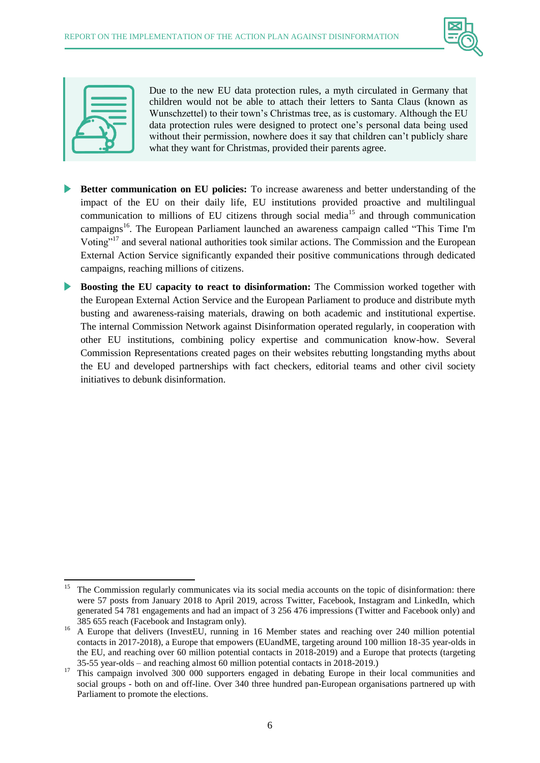> Due to the new EU data protection rules, a myth circulated in Germany that children would not be able to attach their letters to Santa Claus (known as Wunschzettel) to their town's Christmas tree, as is customary. Although the EU data protection rules were designed to protect one's personal data being used without their permission, nowhere does it say that children can't publicly share what they want for Christmas, provided their parents agree.

- **Better communication on EU policies:** To increase awareness and better understanding of the impact of the EU on their daily life, EU institutions provided proactive and multilingual communication to millions of EU citizens through social media[15] and through communication campaigns[16]. The European Parliament launched an awareness campaign called "This Time I'm Voting"[17] and several national authorities took similar actions. The Commission and the European External Action Service significantly expanded their positive communications through dedicated campaigns, reaching millions of citizens.

- **Boosting the EU capacity to react to disinformation:** The Commission worked together with the European External Action Service and the European Parliament to produce and distribute myth busting and awareness-raising materials, drawing on both academic and institutional expertise. The internal Commission Network against Disinformation operated regularly, in cooperation with other EU institutions, combining policy expertise and communication know-how. Several Commission Representations created pages on their websites rebutting longstanding myths about the EU and developed partnerships with fact checkers, editorial teams and other civil society initiatives to debunk disinformation.

---

[15] The Commission regularly communicates via its social media accounts on the topic of disinformation: there were 57 posts from January 2018 to April 2019, across Twitter, Facebook, Instagram and LinkedIn, which generated 54 781 engagements and had an impact of 3 256 476 impressions (Twitter and Facebook only) and 385 655 reach (Facebook and Instagram only).

[16] A Europe that delivers (InvestEU, running in 16 Member states and reaching over 240 million potential contacts in 2017-2018), a Europe that empowers (EUandME, targeting around 100 million 18-35 year-olds in the EU, and reaching over 60 million potential contacts in 2018-2019) and a Europe that protects (targeting 35-55 year-olds – and reaching almost 60 million potential contacts in 2018-2019.)

[17] This campaign involved 300 000 supporters engaged in debating Europe in their local communities and social groups - both on and off-line. Over 340 three hundred pan-European organisations partnered up with Parliament to promote the elections.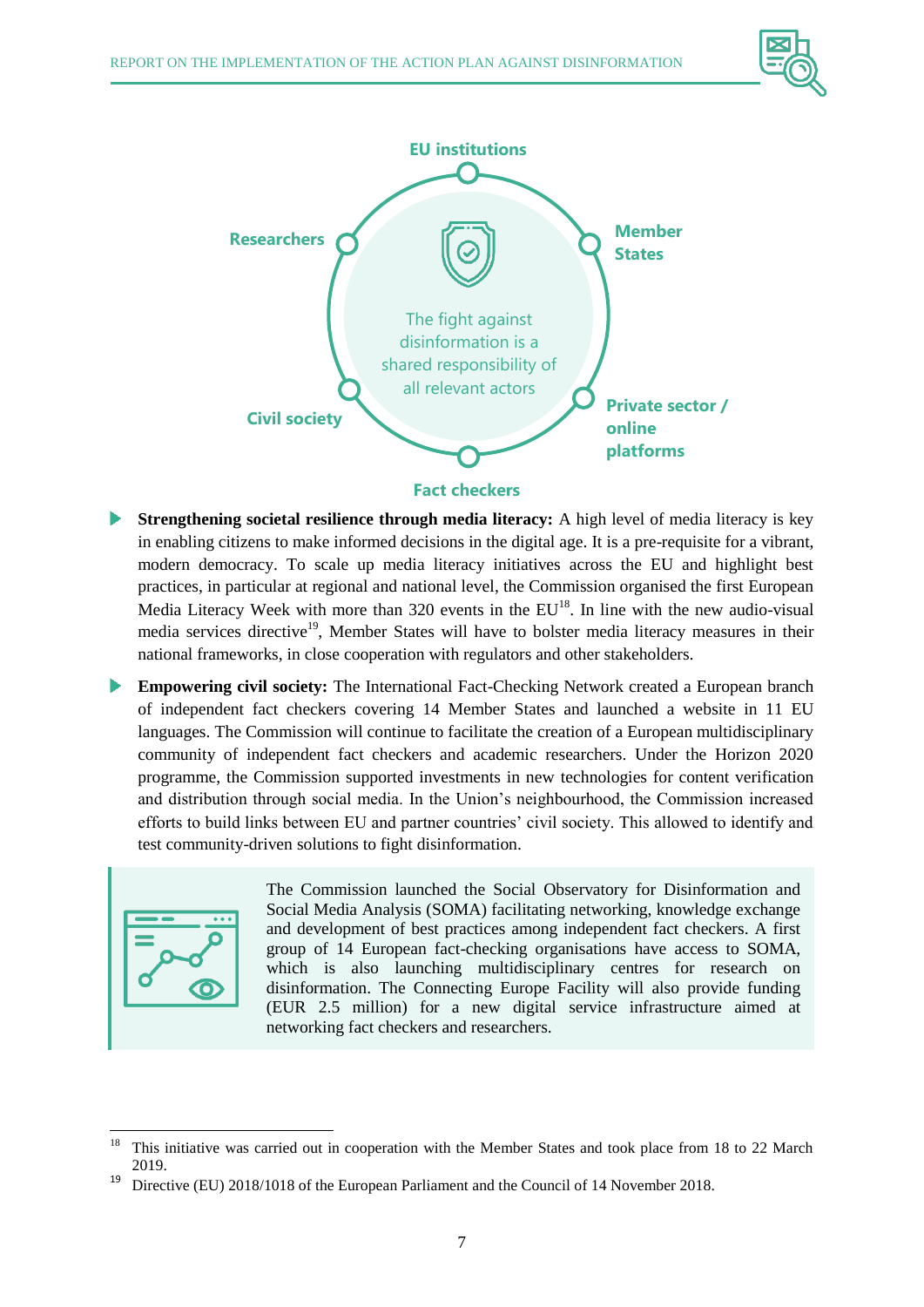EU institutions

Researchers

Member States

The fight against disinformation is a shared responsibility of all relevant actors

Civil society

Private sector / online platforms

Fact checkers

- **Strengthening societal resilience through media literacy:** A high level of media literacy is key in enabling citizens to make informed decisions in the digital age. It is a pre-requisite for a vibrant, modern democracy. To scale up media literacy initiatives across the EU and highlight best practices, in particular at regional and national level, the Commission organised the first European Media Literacy Week with more than 320 events in the EU[18]. In line with the new audio-visual media services directive[19], Member States will have to bolster media literacy measures in their national frameworks, in close cooperation with regulators and other stakeholders.
- **Empowering civil society:** The International Fact-Checking Network created a European branch of independent fact checkers covering 14 Member States and launched a website in 11 EU languages. The Commission will continue to facilitate the creation of a European multidisciplinary community of independent fact checkers and academic researchers. Under the Horizon 2020 programme, the Commission supported investments in new technologies for content verification and distribution through social media. In the Union's neighbourhood, the Commission increased efforts to build links between EU and partner countries' civil society. This allowed to identify and test community-driven solutions to fight disinformation.

The Commission launched the Social Observatory for Disinformation and Social Media Analysis (SOMA) facilitating networking, knowledge exchange and development of best practices among independent fact checkers. A first group of 14 European fact-checking organisations have access to SOMA, which is also launching multidisciplinary centres for research on disinformation. The Connecting Europe Facility will also provide funding (EUR 2.5 million) for a new digital service infrastructure aimed at networking fact checkers and researchers.

---

[18] This initiative was carried out in cooperation with the Member States and took place from 18 to 22 March 2019.

[19] Directive (EU) 2018/1018 of the European Parliament and the Council of 14 November 2018.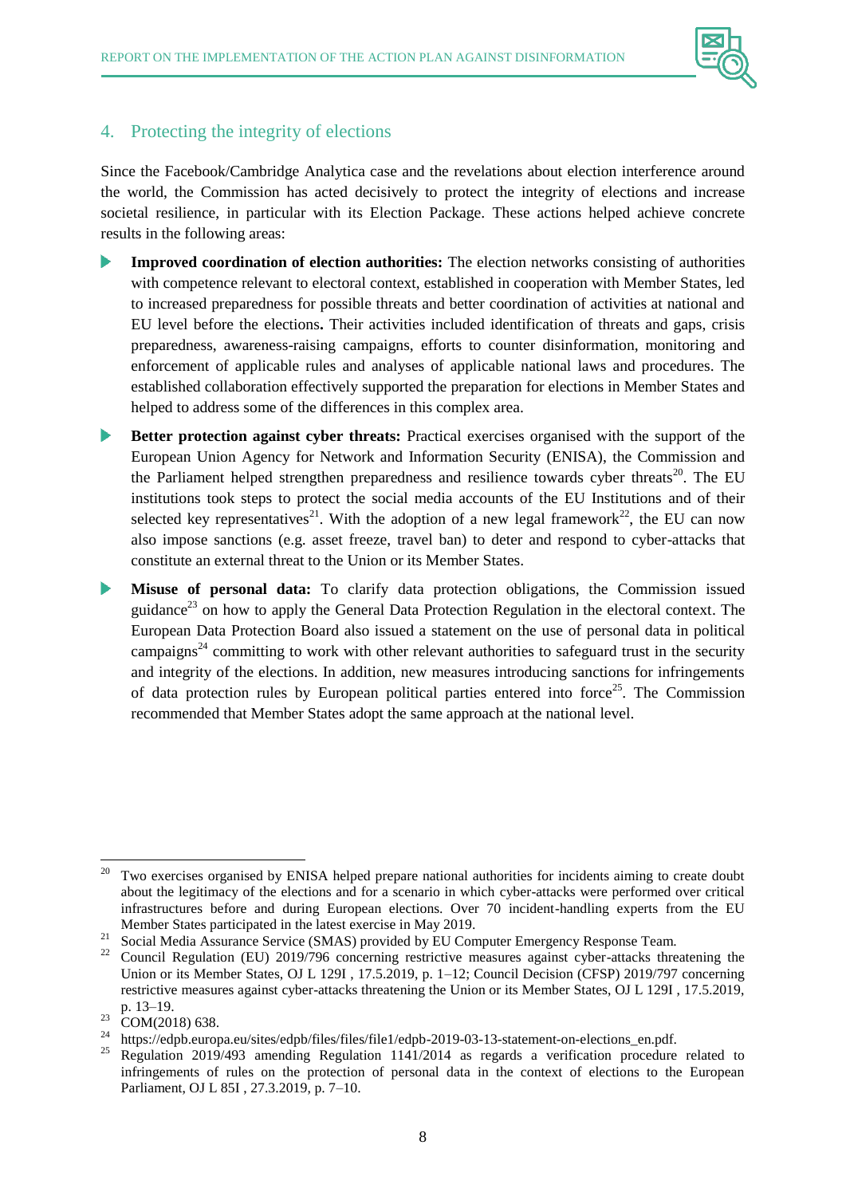## 4. Protecting the integrity of elections

Since the Facebook/Cambridge Analytica case and the revelations about election interference around the world, the Commission has acted decisively to protect the integrity of elections and increase societal resilience, in particular with its Election Package. These actions helped achieve concrete results in the following areas:

- **Improved coordination of election authorities:** The election networks consisting of authorities with competence relevant to electoral context, established in cooperation with Member States, led to increased preparedness for possible threats and better coordination of activities at national and EU level before the elections**.** Their activities included identification of threats and gaps, crisis preparedness, awareness-raising campaigns, efforts to counter disinformation, monitoring and enforcement of applicable rules and analyses of applicable national laws and procedures. The established collaboration effectively supported the preparation for elections in Member States and helped to address some of the differences in this complex area.
- **Better protection against cyber threats:** Practical exercises organised with the support of the European Union Agency for Network and Information Security (ENISA), the Commission and the Parliament helped strengthen preparedness and resilience towards cyber threats[20]. The EU institutions took steps to protect the social media accounts of the EU Institutions and of their selected key representatives[21]. With the adoption of a new legal framework[22], the EU can now also impose sanctions (e.g. asset freeze, travel ban) to deter and respond to cyber-attacks that constitute an external threat to the Union or its Member States.
- **Misuse of personal data:** To clarify data protection obligations, the Commission issued guidance[23] on how to apply the General Data Protection Regulation in the electoral context. The European Data Protection Board also issued a statement on the use of personal data in political campaigns[24] committing to work with other relevant authorities to safeguard trust in the security and integrity of the elections. In addition, new measures introducing sanctions for infringements of data protection rules by European political parties entered into force[25]. The Commission recommended that Member States adopt the same approach at the national level.

---

[20] Two exercises organised by ENISA helped prepare national authorities for incidents aiming to create doubt about the legitimacy of the elections and for a scenario in which cyber-attacks were performed over critical infrastructures before and during European elections. Over 70 incident-handling experts from the EU Member States participated in the latest exercise in May 2019.

[21] Social Media Assurance Service (SMAS) provided by EU Computer Emergency Response Team.

[22] Council Regulation (EU) 2019/796 concerning restrictive measures against cyber-attacks threatening the Union or its Member States, OJ L 129I , 17.5.2019, p. 1–12; Council Decision (CFSP) 2019/797 concerning restrictive measures against cyber-attacks threatening the Union or its Member States, OJ L 129I , 17.5.2019, p. 13–19.

[23] COM(2018) 638.

[24] https://edpb.europa.eu/sites/edpb/files/files/file1/edpb-2019-03-13-statement-on-elections_en.pdf.

[25] Regulation 2019/493 amending Regulation 1141/2014 as regards a verification procedure related to infringements of rules on the protection of personal data in the context of elections to the European Parliament, OJ L 85I , 27.3.2019, p. 7–10.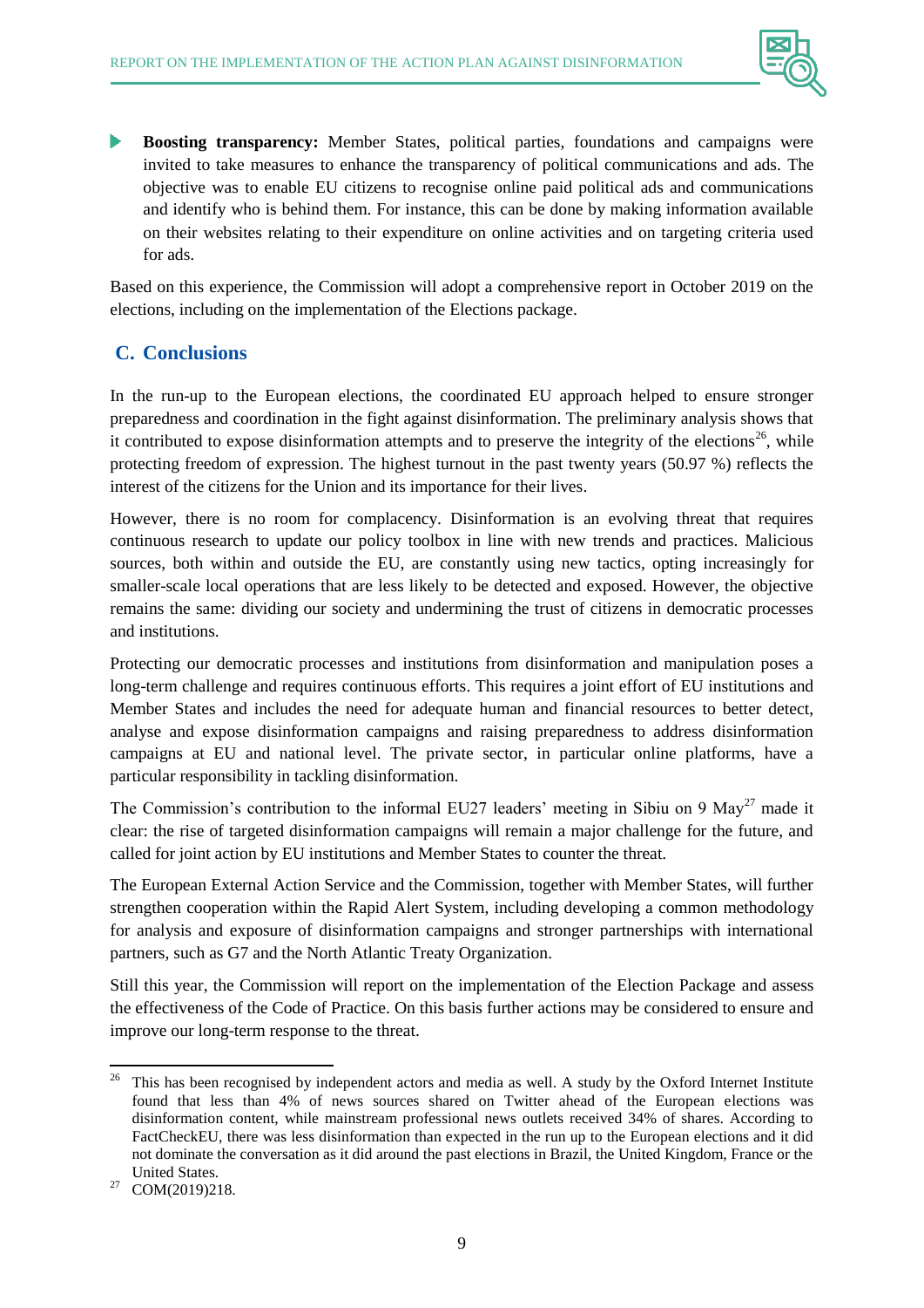- **Boosting transparency:** Member States, political parties, foundations and campaigns were invited to take measures to enhance the transparency of political communications and ads. The objective was to enable EU citizens to recognise online paid political ads and communications and identify who is behind them. For instance, this can be done by making information available on their websites relating to their expenditure on online activities and on targeting criteria used for ads.

Based on this experience, the Commission will adopt a comprehensive report in October 2019 on the elections, including on the implementation of the Elections package.

## C. Conclusions

In the run-up to the European elections, the coordinated EU approach helped to ensure stronger preparedness and coordination in the fight against disinformation. The preliminary analysis shows that it contributed to expose disinformation attempts and to preserve the integrity of the elections[26], while protecting freedom of expression. The highest turnout in the past twenty years (50.97 %) reflects the interest of the citizens for the Union and its importance for their lives.

However, there is no room for complacency. Disinformation is an evolving threat that requires continuous research to update our policy toolbox in line with new trends and practices. Malicious sources, both within and outside the EU, are constantly using new tactics, opting increasingly for smaller-scale local operations that are less likely to be detected and exposed. However, the objective remains the same: dividing our society and undermining the trust of citizens in democratic processes and institutions.

Protecting our democratic processes and institutions from disinformation and manipulation poses a long-term challenge and requires continuous efforts. This requires a joint effort of EU institutions and Member States and includes the need for adequate human and financial resources to better detect, analyse and expose disinformation campaigns and raising preparedness to address disinformation campaigns at EU and national level. The private sector, in particular online platforms, have a particular responsibility in tackling disinformation.

The Commission's contribution to the informal EU27 leaders' meeting in Sibiu on 9 May[27] made it clear: the rise of targeted disinformation campaigns will remain a major challenge for the future, and called for joint action by EU institutions and Member States to counter the threat.

The European External Action Service and the Commission, together with Member States, will further strengthen cooperation within the Rapid Alert System, including developing a common methodology for analysis and exposure of disinformation campaigns and stronger partnerships with international partners, such as G7 and the North Atlantic Treaty Organization.

Still this year, the Commission will report on the implementation of the Election Package and assess the effectiveness of the Code of Practice. On this basis further actions may be considered to ensure and improve our long-term response to the threat.

---

[26] This has been recognised by independent actors and media as well. A study by the Oxford Internet Institute found that less than 4% of news sources shared on Twitter ahead of the European elections was disinformation content, while mainstream professional news outlets received 34% of shares. According to FactCheckEU, there was less disinformation than expected in the run up to the European elections and it did not dominate the conversation as it did around the past elections in Brazil, the United Kingdom, France or the United States.

[27] COM(2019)218.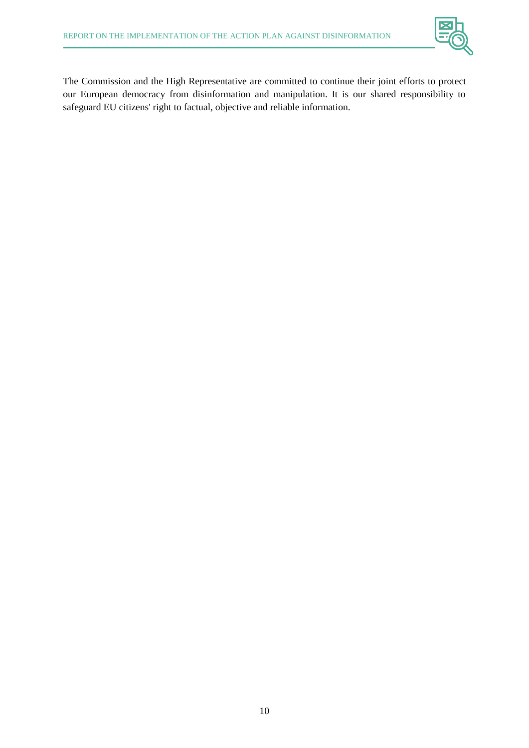The Commission and the High Representative are committed to continue their joint efforts to protect our European democracy from disinformation and manipulation. It is our shared responsibility to safeguard EU citizens' right to factual, objective and reliable information.